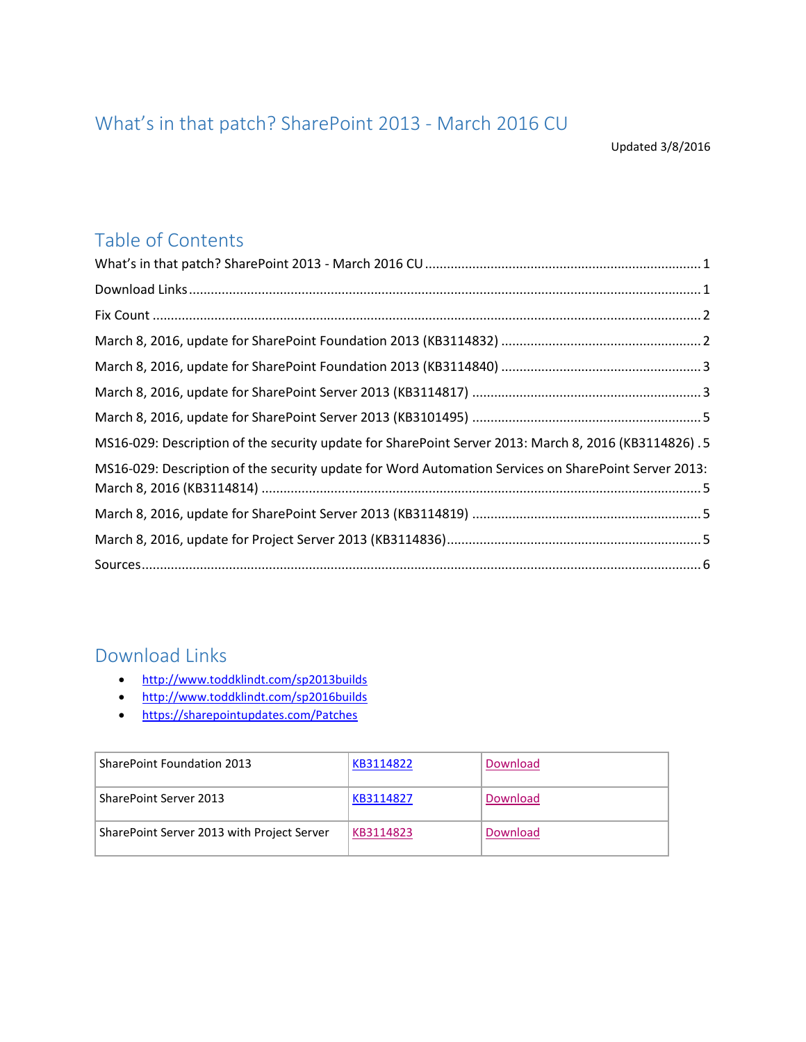# What's in that patch? SharePoint 2013 - March 2016 CU

Updated 3/8/2016

## Table of Contents

What's in that patch? SharePoint 2013 - March 2016 CU ........................................................................ 1

Download Links ........................................................................................................................................ 1

Fix Count .................................................................................................................................................. 2

March 8, 2016, update for SharePoint Foundation 2013 (KB3114832) ..................................................... 2

March 8, 2016, update for SharePoint Foundation 2013 (KB3114840) ..................................................... 3

March 8, 2016, update for SharePoint Server 2013 (KB3114817) ............................................................ 3

March 8, 2016, update for SharePoint Server 2013 (KB3101495) ............................................................ 5

MS16-029: Description of the security update for SharePoint Server 2013: March 8, 2016 (KB3114826) . 5

MS16-029: Description of the security update for Word Automation Services on SharePoint Server 2013: March 8, 2016 (KB3114814) .................................................................................................................. 5

March 8, 2016, update for SharePoint Server 2013 (KB3114819) ............................................................ 5

March 8, 2016, update for Project Server 2013 (KB3114836).................................................................... 5

Sources ..................................................................................................................................................... 6

## Download Links

- http://www.toddklindt.com/sp2013builds
- http://www.toddklindt.com/sp2016builds
- https://sharepointupdates.com/Patches

| | | |
|---|---|---|
| SharePoint Foundation 2013 | KB3114822 | Download |
| SharePoint Server 2013 | KB3114827 | Download |
| SharePoint Server 2013 with Project Server | KB3114823 | Download |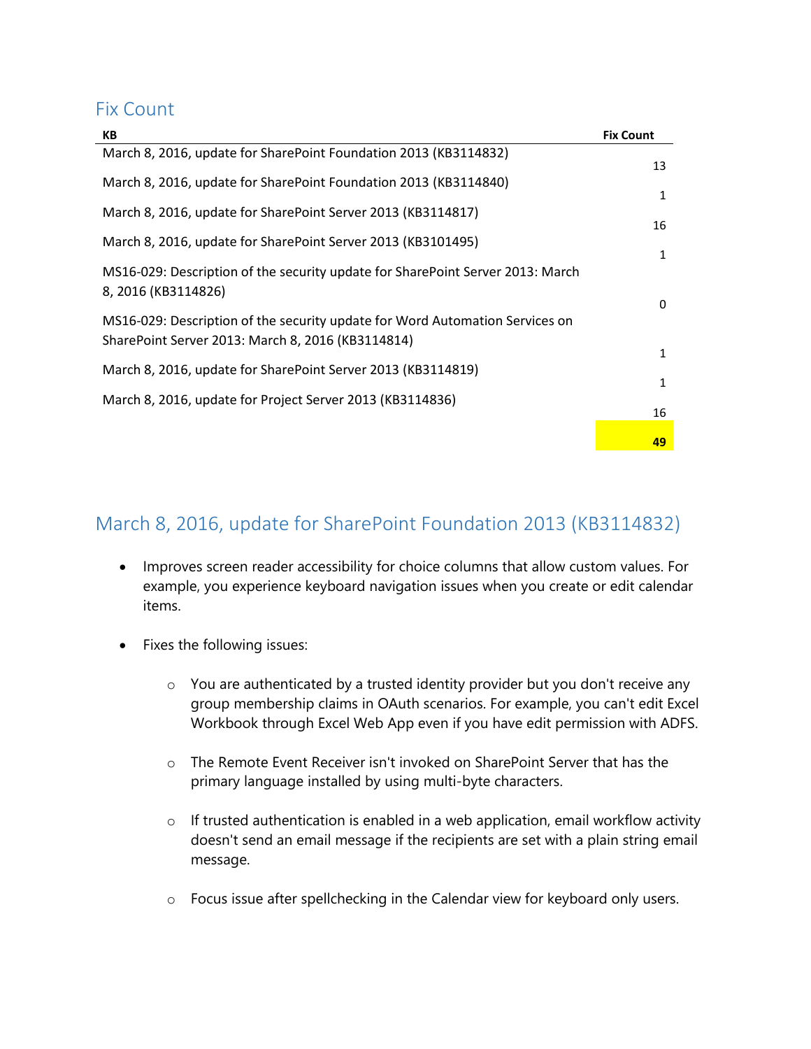## Fix Count

| KB | Fix Count |
| --- | --- |
| March 8, 2016, update for SharePoint Foundation 2013 (KB3114832) | 13 |
| March 8, 2016, update for SharePoint Foundation 2013 (KB3114840) | 1 |
| March 8, 2016, update for SharePoint Server 2013 (KB3114817) | 16 |
| March 8, 2016, update for SharePoint Server 2013 (KB3101495) | 1 |
| MS16-029: Description of the security update for SharePoint Server 2013: March 8, 2016 (KB3114826) | 0 |
| MS16-029: Description of the security update for Word Automation Services on SharePoint Server 2013: March 8, 2016 (KB3114814) | 1 |
| March 8, 2016, update for SharePoint Server 2013 (KB3114819) | 1 |
| March 8, 2016, update for Project Server 2013 (KB3114836) | 16 |
| | **49** |

## March 8, 2016, update for SharePoint Foundation 2013 (KB3114832)

- Improves screen reader accessibility for choice columns that allow custom values. For example, you experience keyboard navigation issues when you create or edit calendar items.
- Fixes the following issues:
  - You are authenticated by a trusted identity provider but you don't receive any group membership claims in OAuth scenarios. For example, you can't edit Excel Workbook through Excel Web App even if you have edit permission with ADFS.
  - The Remote Event Receiver isn't invoked on SharePoint Server that has the primary language installed by using multi-byte characters.
  - If trusted authentication is enabled in a web application, email workflow activity doesn't send an email message if the recipients are set with a plain string email message.
  - Focus issue after spellchecking in the Calendar view for keyboard only users.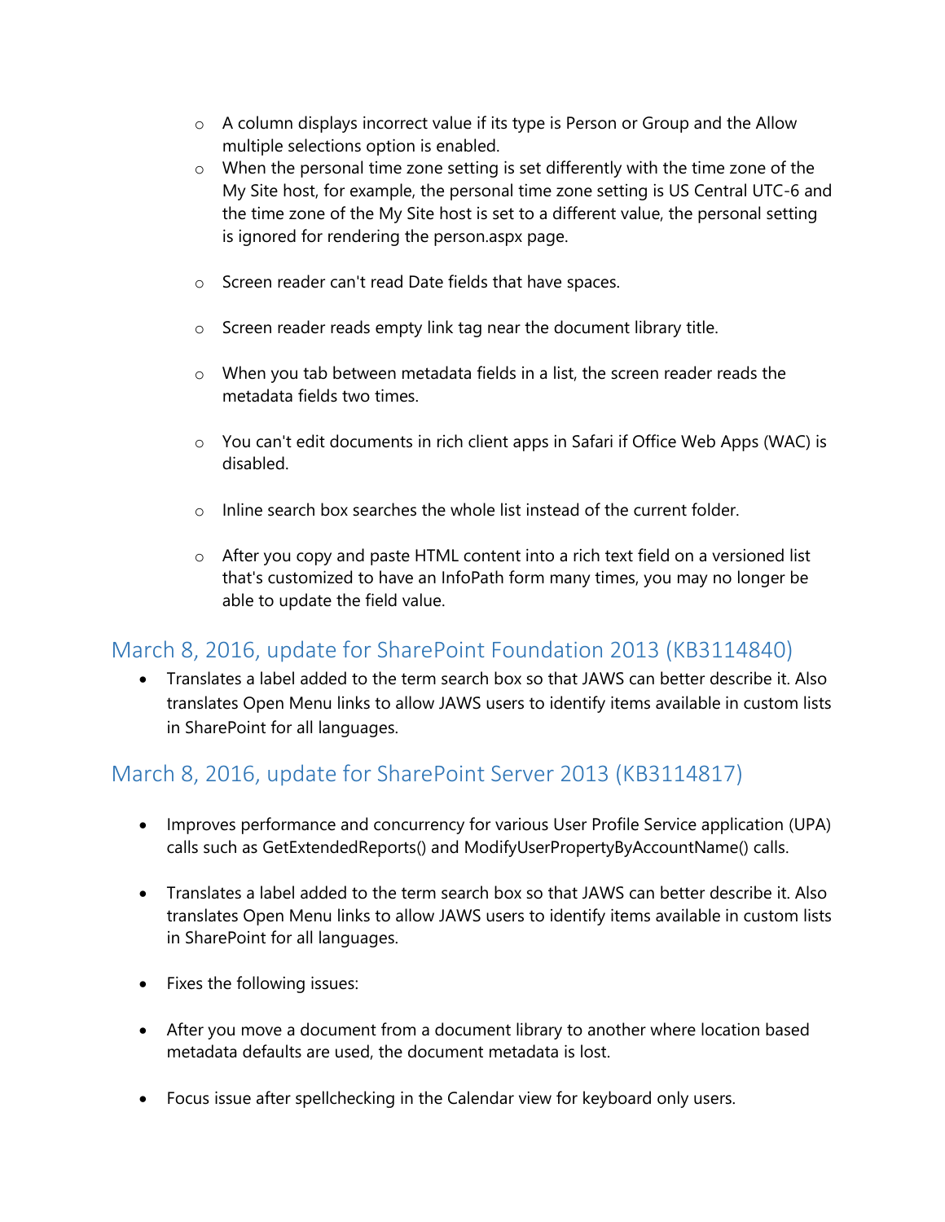- A column displays incorrect value if its type is Person or Group and the Allow multiple selections option is enabled.
  - When the personal time zone setting is set differently with the time zone of the My Site host, for example, the personal time zone setting is US Central UTC-6 and the time zone of the My Site host is set to a different value, the personal setting is ignored for rendering the person.aspx page.
  - Screen reader can't read Date fields that have spaces.
  - Screen reader reads empty link tag near the document library title.
  - When you tab between metadata fields in a list, the screen reader reads the metadata fields two times.
  - You can't edit documents in rich client apps in Safari if Office Web Apps (WAC) is disabled.
  - Inline search box searches the whole list instead of the current folder.
  - After you copy and paste HTML content into a rich text field on a versioned list that's customized to have an InfoPath form many times, you may no longer be able to update the field value.

## March 8, 2016, update for SharePoint Foundation 2013 (KB3114840)

- Translates a label added to the term search box so that JAWS can better describe it. Also translates Open Menu links to allow JAWS users to identify items available in custom lists in SharePoint for all languages.

## March 8, 2016, update for SharePoint Server 2013 (KB3114817)

- Improves performance and concurrency for various User Profile Service application (UPA) calls such as GetExtendedReports() and ModifyUserPropertyByAccountName() calls.
- Translates a label added to the term search box so that JAWS can better describe it. Also translates Open Menu links to allow JAWS users to identify items available in custom lists in SharePoint for all languages.
- Fixes the following issues:
- After you move a document from a document library to another where location based metadata defaults are used, the document metadata is lost.
- Focus issue after spellchecking in the Calendar view for keyboard only users.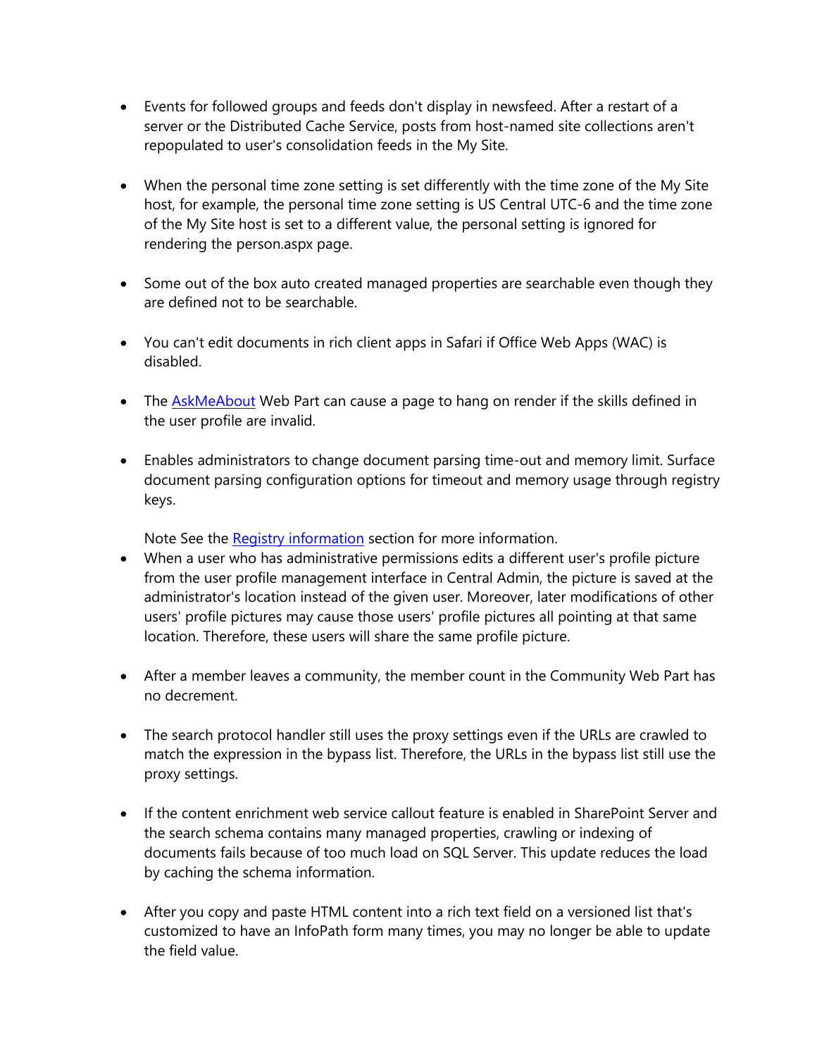- Events for followed groups and feeds don't display in newsfeed. After a restart of a server or the Distributed Cache Service, posts from host-named site collections aren't repopulated to user's consolidation feeds in the My Site.

- When the personal time zone setting is set differently with the time zone of the My Site host, for example, the personal time zone setting is US Central UTC-6 and the time zone of the My Site host is set to a different value, the personal setting is ignored for rendering the person.aspx page.

- Some out of the box auto created managed properties are searchable even though they are defined not to be searchable.

- You can't edit documents in rich client apps in Safari if Office Web Apps (WAC) is disabled.

- The AskMeAbout Web Part can cause a page to hang on render if the skills defined in the user profile are invalid.

- Enables administrators to change document parsing time-out and memory limit. Surface document parsing configuration options for timeout and memory usage through registry keys.

  Note See the Registry information section for more information.
- When a user who has administrative permissions edits a different user's profile picture from the user profile management interface in Central Admin, the picture is saved at the administrator's location instead of the given user. Moreover, later modifications of other users' profile pictures may cause those users' profile pictures all pointing at that same location. Therefore, these users will share the same profile picture.

- After a member leaves a community, the member count in the Community Web Part has no decrement.

- The search protocol handler still uses the proxy settings even if the URLs are crawled to match the expression in the bypass list. Therefore, the URLs in the bypass list still use the proxy settings.

- If the content enrichment web service callout feature is enabled in SharePoint Server and the search schema contains many managed properties, crawling or indexing of documents fails because of too much load on SQL Server. This update reduces the load by caching the schema information.

- After you copy and paste HTML content into a rich text field on a versioned list that's customized to have an InfoPath form many times, you may no longer be able to update the field value.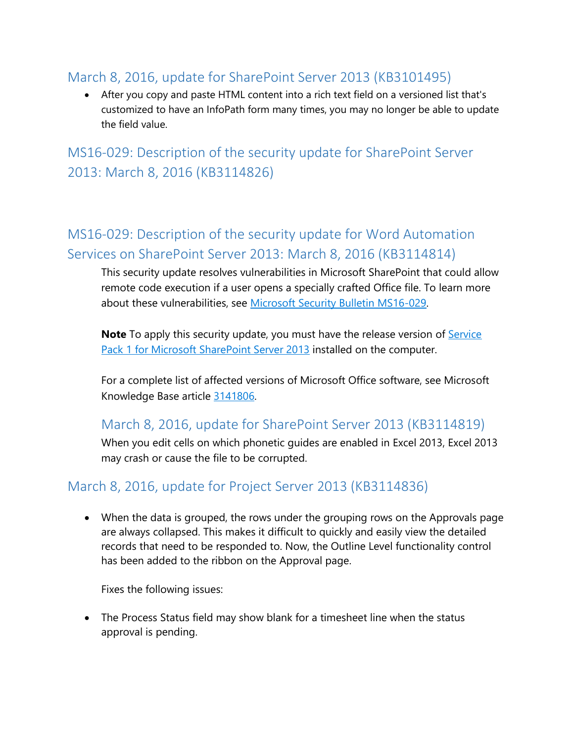## March 8, 2016, update for SharePoint Server 2013 (KB3101495)

- After you copy and paste HTML content into a rich text field on a versioned list that's customized to have an InfoPath form many times, you may no longer be able to update the field value.

## MS16-029: Description of the security update for SharePoint Server 2013: March 8, 2016 (KB3114826)

## MS16-029: Description of the security update for Word Automation Services on SharePoint Server 2013: March 8, 2016 (KB3114814)

This security update resolves vulnerabilities in Microsoft SharePoint that could allow remote code execution if a user opens a specially crafted Office file. To learn more about these vulnerabilities, see [Microsoft Security Bulletin MS16-029](https://technet.microsoft.com/library/security/MS16-029).

**Note** To apply this security update, you must have the release version of [Service Pack 1 for Microsoft SharePoint Server 2013](http://support.microsoft.com/kb/2880552) installed on the computer.

For a complete list of affected versions of Microsoft Office software, see Microsoft Knowledge Base article [3141806](https://support.microsoft.com/kb/3141806).

### March 8, 2016, update for SharePoint Server 2013 (KB3114819)

When you edit cells on which phonetic guides are enabled in Excel 2013, Excel 2013 may crash or cause the file to be corrupted.

## March 8, 2016, update for Project Server 2013 (KB3114836)

- When the data is grouped, the rows under the grouping rows on the Approvals page are always collapsed. This makes it difficult to quickly and easily view the detailed records that need to be responded to. Now, the Outline Level functionality control has been added to the ribbon on the Approval page.

  Fixes the following issues:

- The Process Status field may show blank for a timesheet line when the status approval is pending.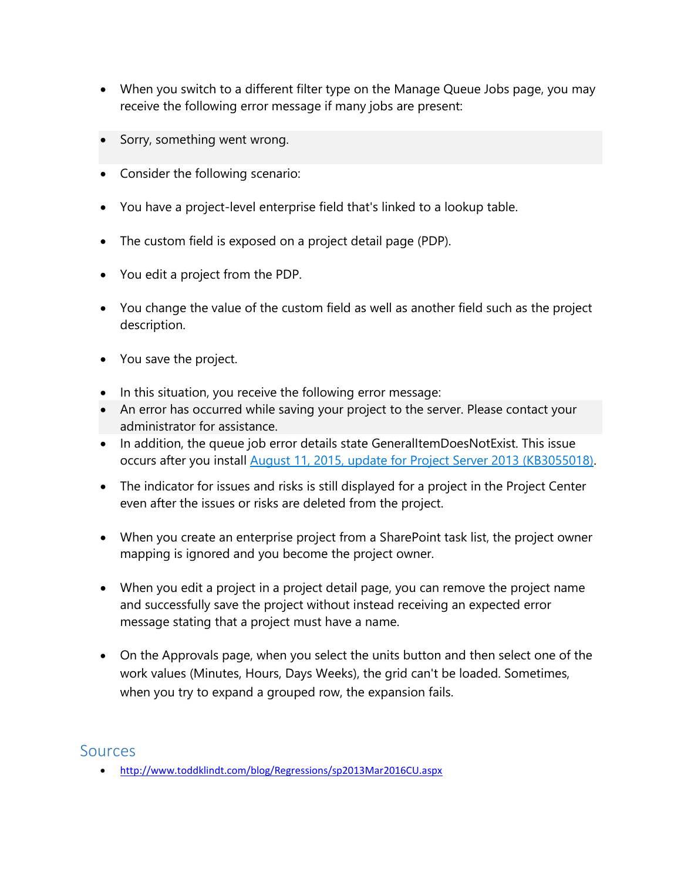- When you switch to a different filter type on the Manage Queue Jobs page, you may receive the following error message if many jobs are present:
- Sorry, something went wrong.
- Consider the following scenario:
- You have a project-level enterprise field that's linked to a lookup table.
- The custom field is exposed on a project detail page (PDP).
- You edit a project from the PDP.
- You change the value of the custom field as well as another field such as the project description.
- You save the project.
- In this situation, you receive the following error message:
- An error has occurred while saving your project to the server. Please contact your administrator for assistance.
- In addition, the queue job error details state GeneralItemDoesNotExist. This issue occurs after you install [August 11, 2015, update for Project Server 2013 (KB3055018)](https://support.microsoft.com/kb/3055018).
- The indicator for issues and risks is still displayed for a project in the Project Center even after the issues or risks are deleted from the project.
- When you create an enterprise project from a SharePoint task list, the project owner mapping is ignored and you become the project owner.
- When you edit a project in a project detail page, you can remove the project name and successfully save the project without instead receiving an expected error message stating that a project must have a name.
- On the Approvals page, when you select the units button and then select one of the work values (Minutes, Hours, Days Weeks), the grid can't be loaded. Sometimes, when you try to expand a grouped row, the expansion fails.

## Sources

- http://www.toddklindt.com/blog/Regressions/sp2013Mar2016CU.aspx